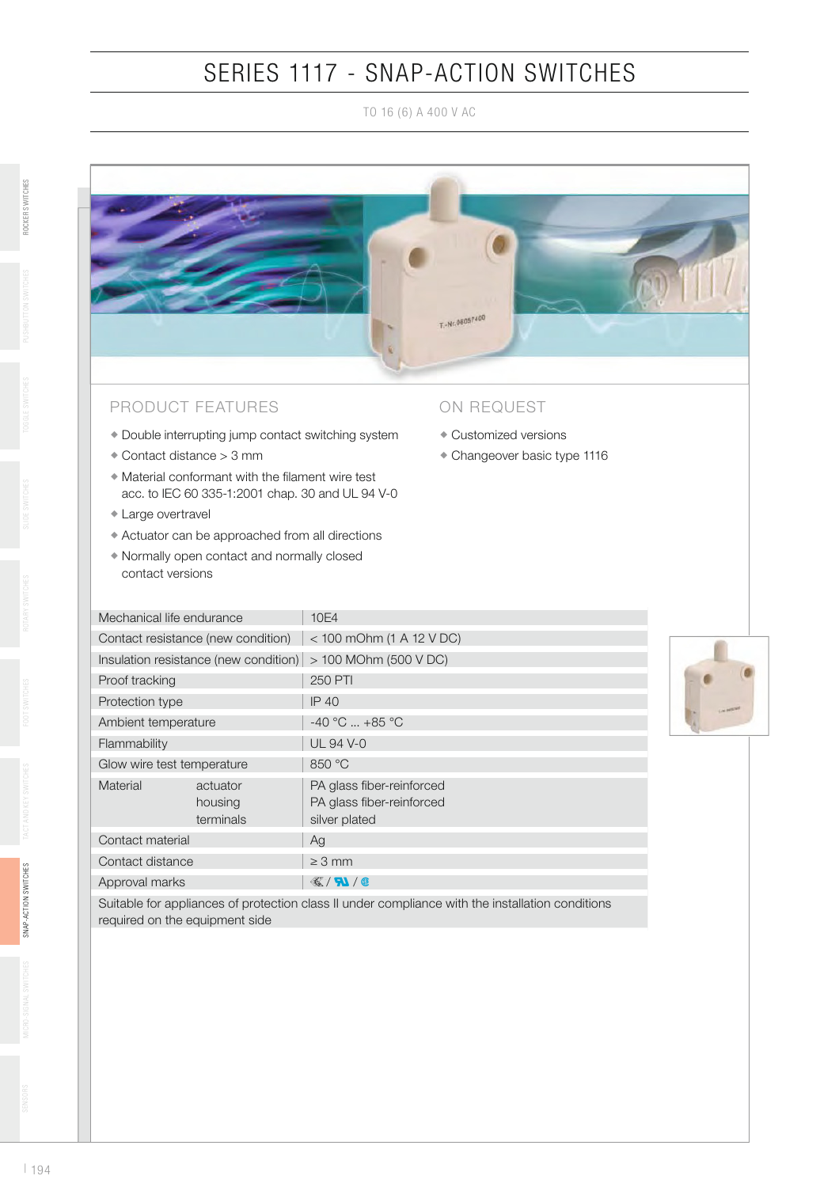# SERIES 1117 - SNAP-ACTION SWITCHES

TO 16 (6) A 400 V AC

## PRODUCT FEATURES

- Double interrupting jump contact switching system
- Contact distance > 3 mm
- Material conformant with the filament wire test acc. to IEC 60 335-1:2001 chap. 30 and UL 94 V-0
- Large overtravel
- Actuator can be approached from all directions
- Normally open contact and normally closed contact versions

## ON REQUEST

- Customized versions
- Changeover basic type 1116

| | |
|---|---|
| Mechanical life endurance | 10E4 |
| Contact resistance (new condition) | < 100 mOhm (1 A 12 V DC) |
| Insulation resistance (new condition) | > 100 MOhm (500 V DC) |
| Proof tracking | 250 PTI |
| Protection type | IP 40 |
| Ambient temperature | -40 °C ... +85 °C |
| Flammability | UL 94 V-0 |
| Glow wire test temperature | 850 °C |
| Material actuator | PA glass fiber-reinforced |
| Material housing | PA glass fiber-reinforced |
| Material terminals | silver plated |
| Contact material | Ag |
| Contact distance | ≥ 3 mm |
| Approval marks | ENEC / UR / CSA |

Suitable for appliances of protection class II under compliance with the installation conditions required on the equipment side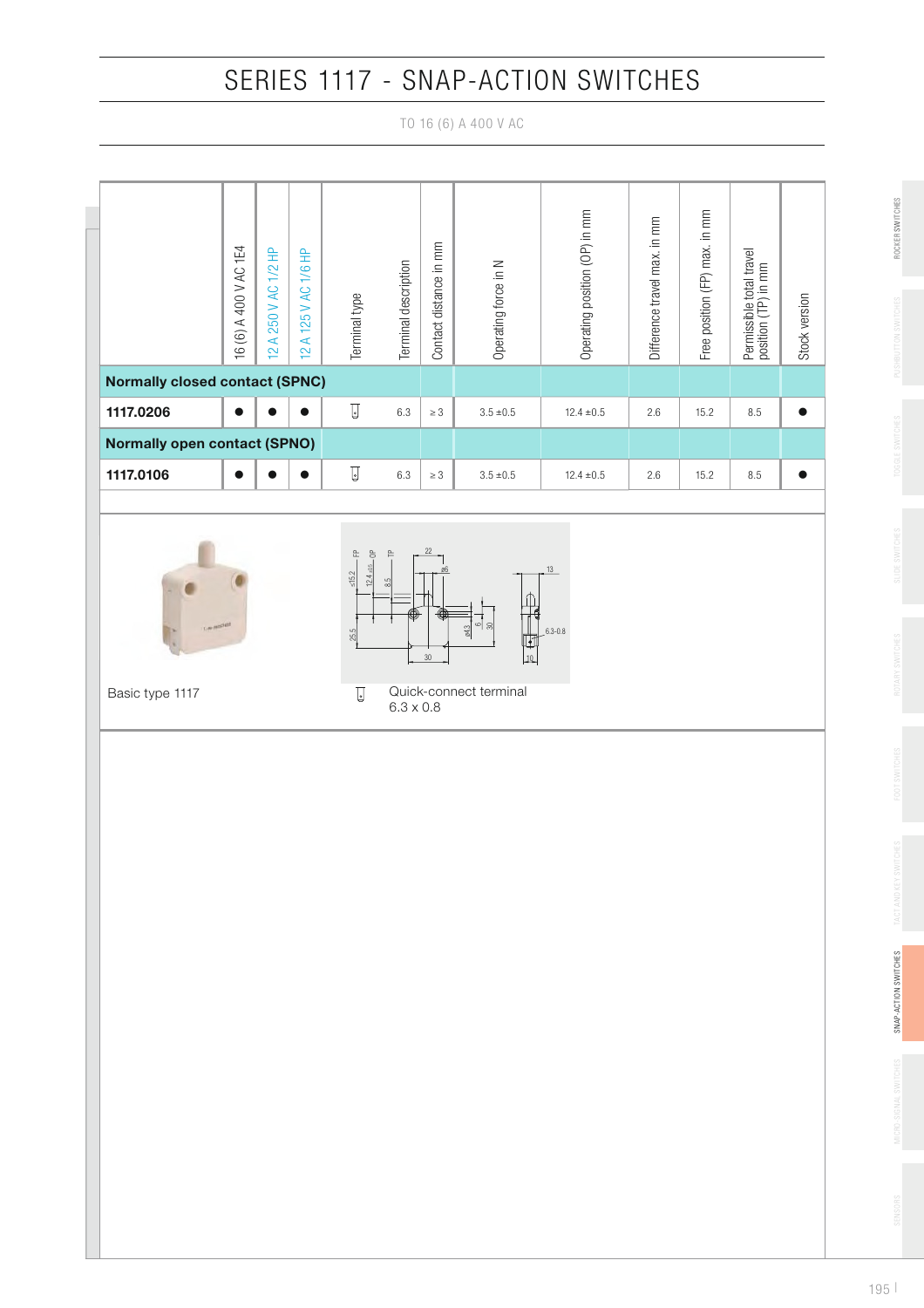# SERIES 1117 - SNAP-ACTION SWITCHES

TO 16 (6) A 400 V AC

| | 16 (6) A 400 V AC 1E4 | 12 A 250 V AC 1/2 HP | 12 A 125 V AC 1/6 HP | Terminal type | Terminal description | Contact distance in mm | Operating force in N | Operating position (OP) in mm | Difference travel max. in mm | Free position (FP) max. in mm | Permissible total travel position (TP) in mm | Stock version |
|---|---|---|---|---|---|---|---|---|---|---|---|---|
| **Normally closed contact (SPNC)** | | | | | | | | | | | | |
| **1117.0206** | ● | ● | ● | | 6.3 | ≥ 3 | 3.5 ±0.5 | 12.4 ±0.5 | 2.6 | 15.2 | 8.5 | ● |
| **Normally open contact (SPNO)** | | | | | | | | | | | | |
| **1117.0106** | ● | ● | ● | | 6.3 | ≥ 3 | 3.5 ±0.5 | 12.4 ±0.5 | 2.6 | 15.2 | 8.5 | ● |

Basic type 1117

FP OP TP 22 ≤15.2 12.4 ±0.5 8.5 ø6 13 25.5 ø4.3 6 30 6.3-0.8 30 10

Quick-connect terminal
6.3 x 0.8